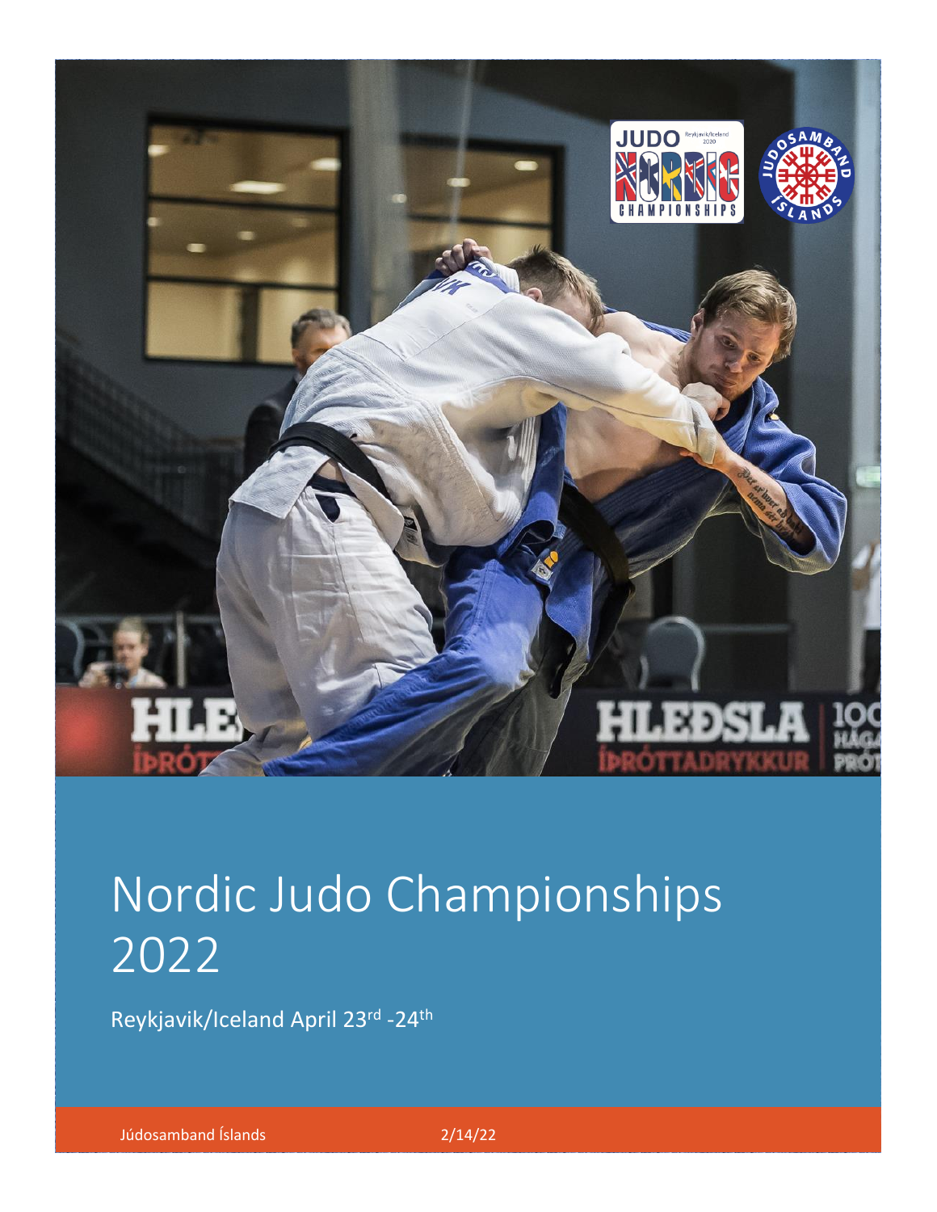# Nordic Judo Championships 2022

Reykjavik/Iceland April 23rd -24th

Júdosamband Íslands 2/14/22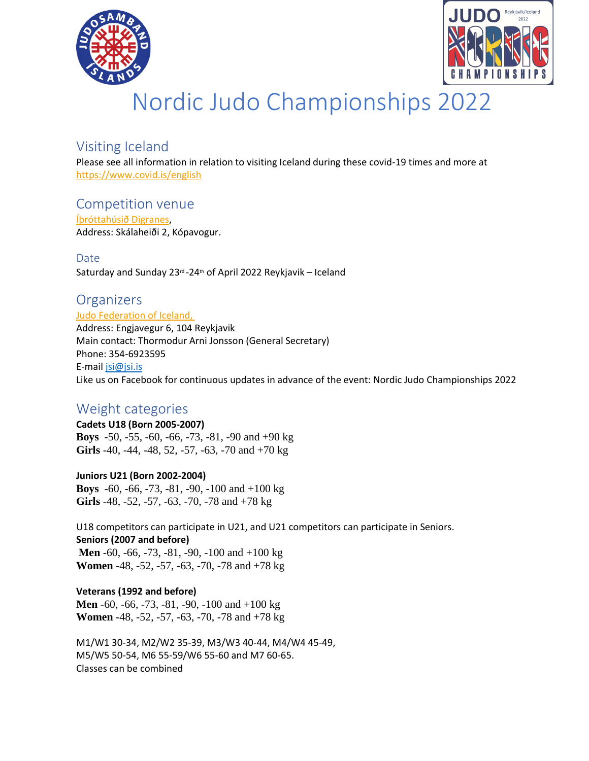# Nordic Judo Championships 2022

## Visiting Iceland

Please see all information in relation to visiting Iceland during these covid-19 times and more at https://www.covid.is/english

## Competition venue

Íþróttahúsið Digranes,
Address: Skálaheiði 2, Kópavogur.

### Date

Saturday and Sunday 23rd-24th of April 2022 Reykjavik – Iceland

## Organizers

Judo Federation of Iceland,
Address: Engjavegur 6, 104 Reykjavik
Main contact: Thormodur Arni Jonsson (General Secretary)
Phone: 354-6923595
E-mail jsi@jsi.is
Like us on Facebook for continuous updates in advance of the event: Nordic Judo Championships 2022

## Weight categories

**Cadets U18 (Born 2005-2007)**
**Boys** -50, -55, -60, -66, -73, -81, -90 and +90 kg
**Girls** -40, -44, -48, 52, -57, -63, -70 and +70 kg

**Juniors U21 (Born 2002-2004)**
**Boys** -60, -66, -73, -81, -90, -100 and +100 kg
**Girls** -48, -52, -57, -63, -70, -78 and +78 kg

U18 competitors can participate in U21, and U21 competitors can participate in Seniors.
**Seniors (2007 and before)**
**Men** -60, -66, -73, -81, -90, -100 and +100 kg
**Women** -48, -52, -57, -63, -70, -78 and +78 kg

**Veterans (1992 and before)**
**Men** -60, -66, -73, -81, -90, -100 and +100 kg
**Women** -48, -52, -57, -63, -70, -78 and +78 kg

M1/W1 30-34, M2/W2 35-39, M3/W3 40-44, M4/W4 45-49,
M5/W5 50-54, M6 55-59/W6 55-60 and M7 60-65.
Classes can be combined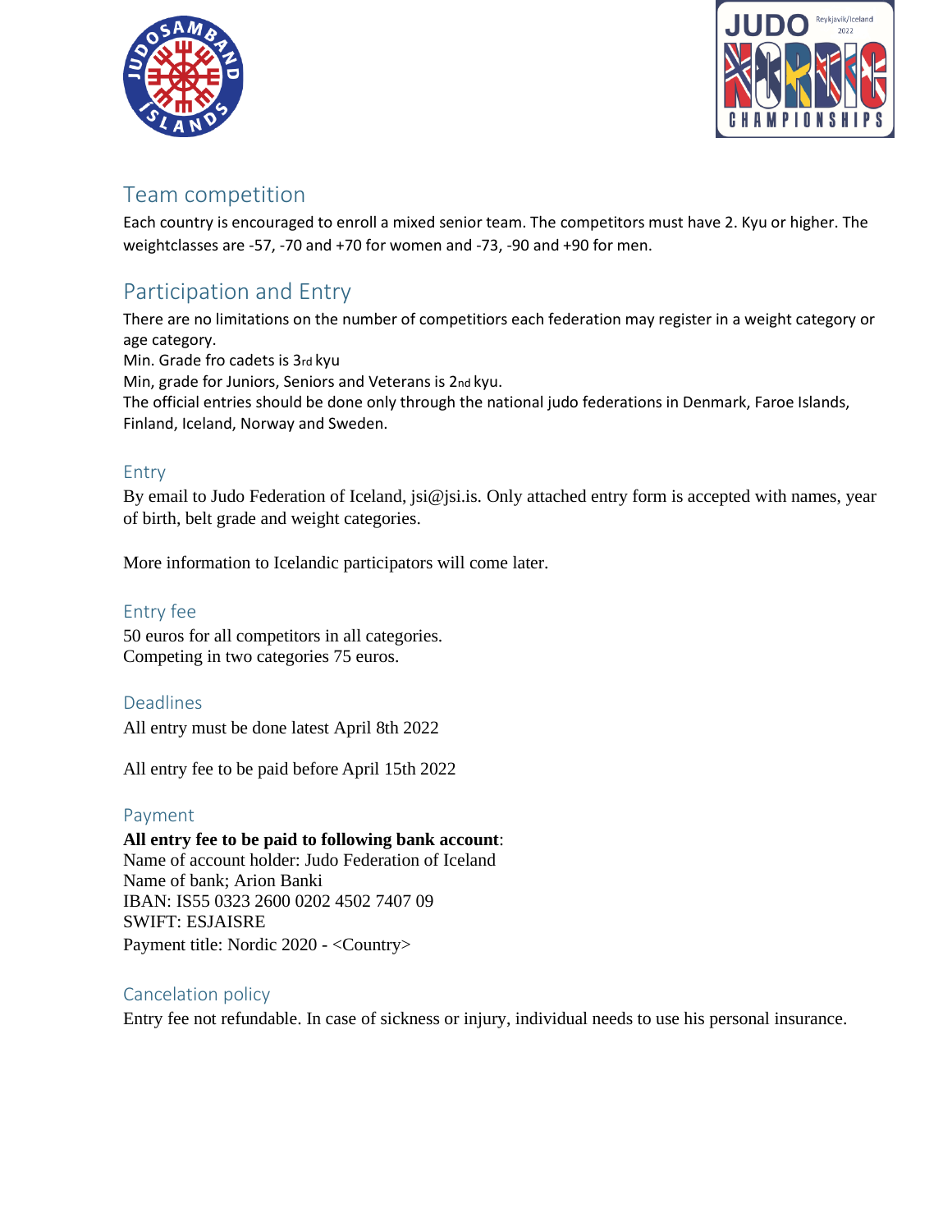## Team competition

Each country is encouraged to enroll a mixed senior team. The competitors must have 2. Kyu or higher. The weightclasses are -57, -70 and +70 for women and -73, -90 and +90 for men.

## Participation and Entry

There are no limitations on the number of competitiors each federation may register in a weight category or age category.
Min. Grade fro cadets is 3rd kyu
Min, grade for Juniors, Seniors and Veterans is 2nd kyu.
The official entries should be done only through the national judo federations in Denmark, Faroe Islands, Finland, Iceland, Norway and Sweden.

### Entry

By email to Judo Federation of Iceland, jsi@jsi.is. Only attached entry form is accepted with names, year of birth, belt grade and weight categories.

More information to Icelandic participators will come later.

### Entry fee

50 euros for all competitors in all categories.
Competing in two categories 75 euros.

### Deadlines

All entry must be done latest April 8th 2022

All entry fee to be paid before April 15th 2022

### Payment

**All entry fee to be paid to following bank account**:
Name of account holder: Judo Federation of Iceland
Name of bank; Arion Banki
IBAN: IS55 0323 2600 0202 4502 7407 09
SWIFT: ESJAISRE
Payment title: Nordic 2020 - <Country>

### Cancelation policy

Entry fee not refundable. In case of sickness or injury, individual needs to use his personal insurance.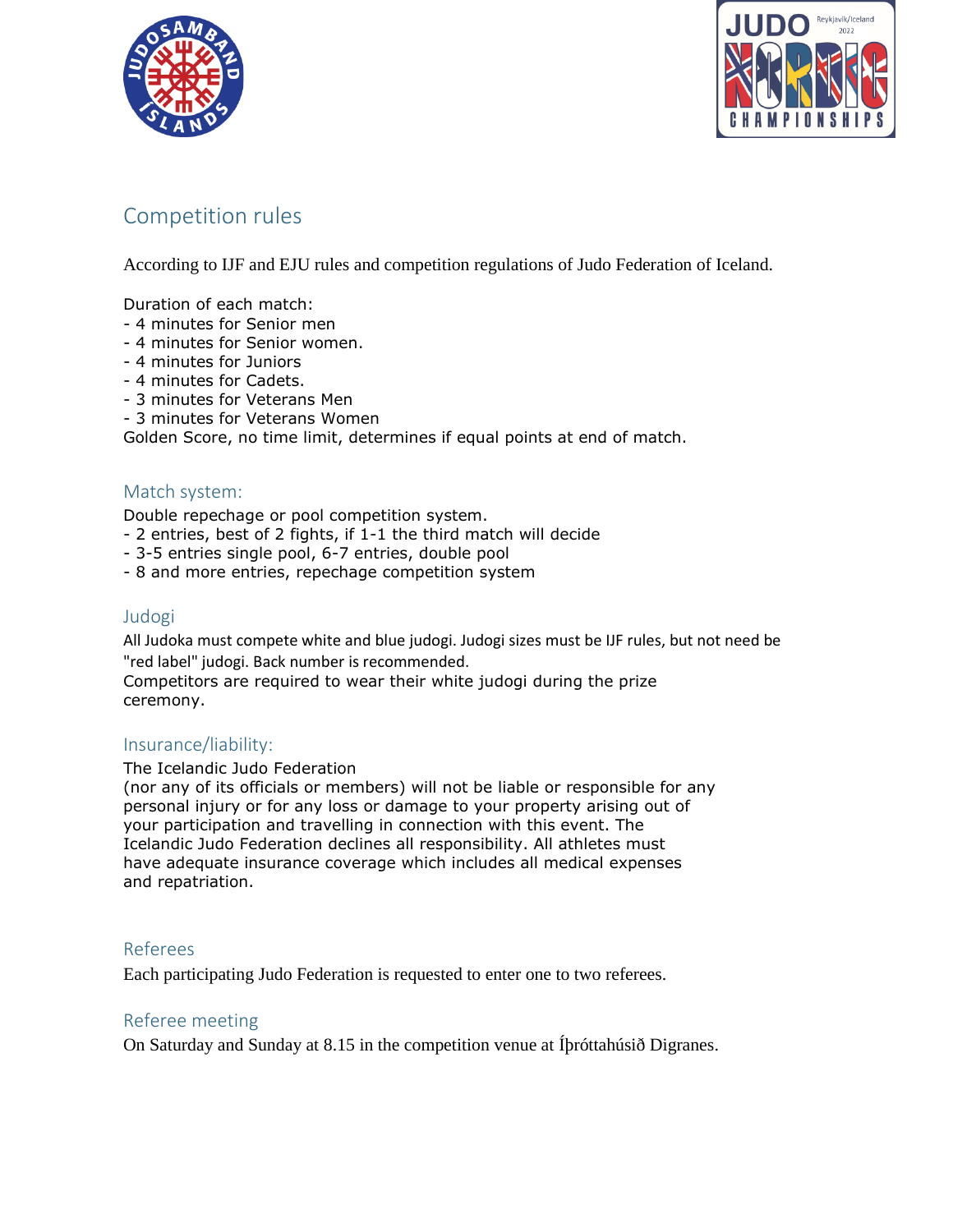## Competition rules

According to IJF and EJU rules and competition regulations of Judo Federation of Iceland.

Duration of each match:
- 4 minutes for Senior men
- 4 minutes for Senior women.
- 4 minutes for Juniors
- 4 minutes for Cadets.
- 3 minutes for Veterans Men
- 3 minutes for Veterans Women

Golden Score, no time limit, determines if equal points at end of match.

### Match system:

Double repechage or pool competition system.
- 2 entries, best of 2 fights, if 1-1 the third match will decide
- 3-5 entries single pool, 6-7 entries, double pool
- 8 and more entries, repechage competition system

### Judogi

All Judoka must compete white and blue judogi. Judogi sizes must be IJF rules, but not need be "red label" judogi. Back number is recommended.
Competitors are required to wear their white judogi during the prize ceremony.

### Insurance/liability:

The Icelandic Judo Federation
(nor any of its officials or members) will not be liable or responsible for any personal injury or for any loss or damage to your property arising out of your participation and travelling in connection with this event. The Icelandic Judo Federation declines all responsibility. All athletes must have adequate insurance coverage which includes all medical expenses and repatriation.

### Referees

Each participating Judo Federation is requested to enter one to two referees.

### Referee meeting

On Saturday and Sunday at 8.15 in the competition venue at Íþróttahúsið Digranes.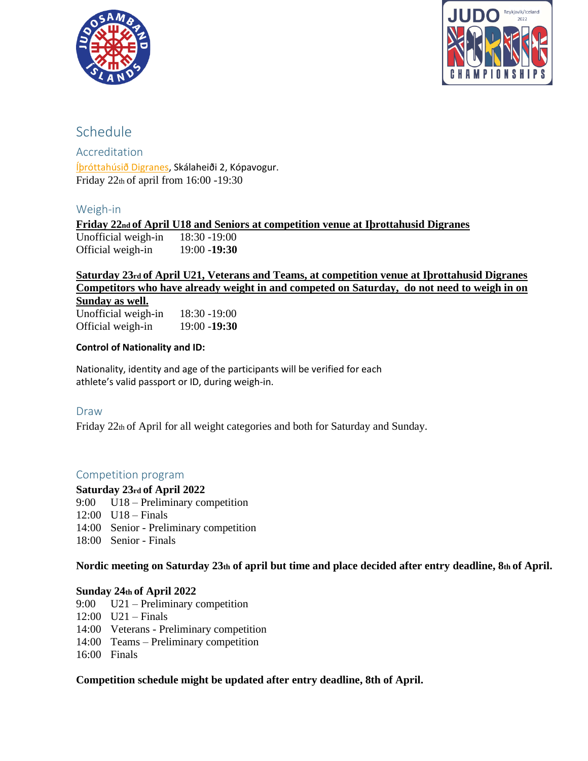# Schedule

## Accreditation

Íþróttahúsið Digranes, Skálaheiði 2, Kópavogur.
Friday 22th of april from 16:00 -19:30

## Weigh-in

**Friday 22nd of April U18 and Seniors at competition venue at Iþrottahusid Digranes**

| | |
|---|---|
| Unofficial weigh-in | 18:30 -19:00 |
| Official weigh-in | 19:00 -**19:30** |

**Saturday 23rd of April U21, Veterans and Teams, at competition venue at Iþrottahusid Digranes Competitors who have already weight in and competed on Saturday, do not need to weigh in on Sunday as well.**

| | |
|---|---|
| Unofficial weigh-in | 18:30 -19:00 |
| Official weigh-in | 19:00 -**19:30** |

**Control of Nationality and ID:**

Nationality, identity and age of the participants will be verified for each athlete's valid passport or ID, during weigh-in.

## Draw

Friday 22th of April for all weight categories and both for Saturday and Sunday.

## Competition program

**Saturday 23rd of April 2022**

9:00 U18 – Preliminary competition
12:00 U18 – Finals
14:00 Senior - Preliminary competition
18:00 Senior - Finals

**Nordic meeting on Saturday 23th of april but time and place decided after entry deadline, 8th of April.**

**Sunday 24th of April 2022**

9:00 U21 – Preliminary competition
12:00 U21 – Finals
14:00 Veterans - Preliminary competition
14:00 Teams – Preliminary competition
16:00 Finals

**Competition schedule might be updated after entry deadline, 8th of April.**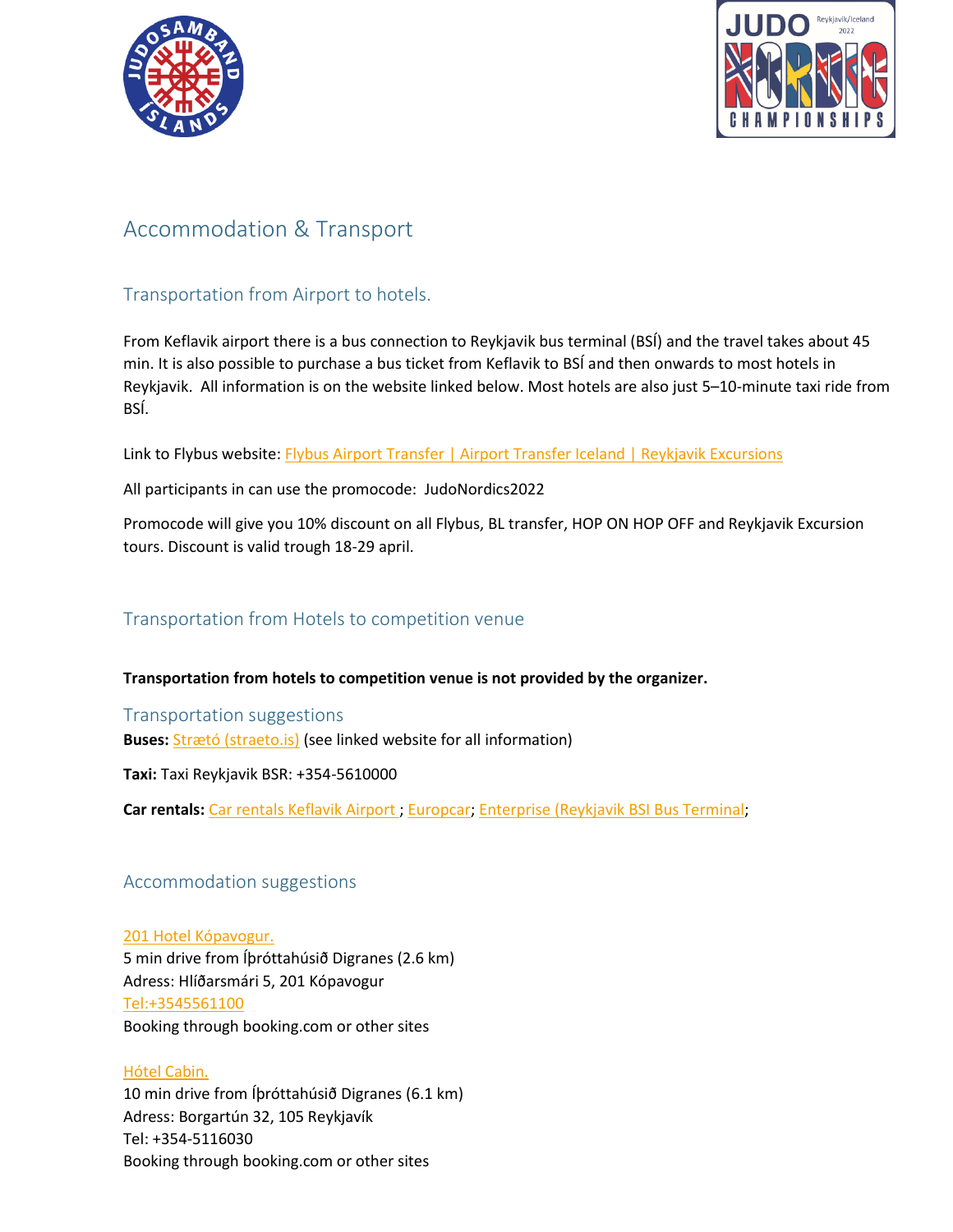# Accommodation & Transport

## Transportation from Airport to hotels.

From Keflavik airport there is a bus connection to Reykjavik bus terminal (BSÍ) and the travel takes about 45 min. It is also possible to purchase a bus ticket from Keflavik to BSÍ and then onwards to most hotels in Reykjavik. All information is on the website linked below. Most hotels are also just 5–10-minute taxi ride from BSÍ.

Link to Flybus website: Flybus Airport Transfer | Airport Transfer Iceland | Reykjavik Excursions

All participants in can use the promocode: JudoNordics2022

Promocode will give you 10% discount on all Flybus, BL transfer, HOP ON HOP OFF and Reykjavik Excursion tours. Discount is valid trough 18-29 april.

## Transportation from Hotels to competition venue

**Transportation from hotels to competition venue is not provided by the organizer.**

### Transportation suggestions

**Buses:** Strætó (straeto.is) (see linked website for all information)

**Taxi:** Taxi Reykjavik BSR: +354-5610000

**Car rentals:** Car rentals Keflavik Airport ; Europcar; Enterprise (Reykjavik BSI Bus Terminal;

## Accommodation suggestions

201 Hotel Kópavogur.
5 min drive from Íþróttahúsið Digranes (2.6 km)
Adress: Hlíðarsmári 5, 201 Kópavogur
Tel:+3545561100
Booking through booking.com or other sites

Hótel Cabin.
10 min drive from Íþróttahúsið Digranes (6.1 km)
Adress: Borgartún 32, 105 Reykjavík
Tel: +354-5116030
Booking through booking.com or other sites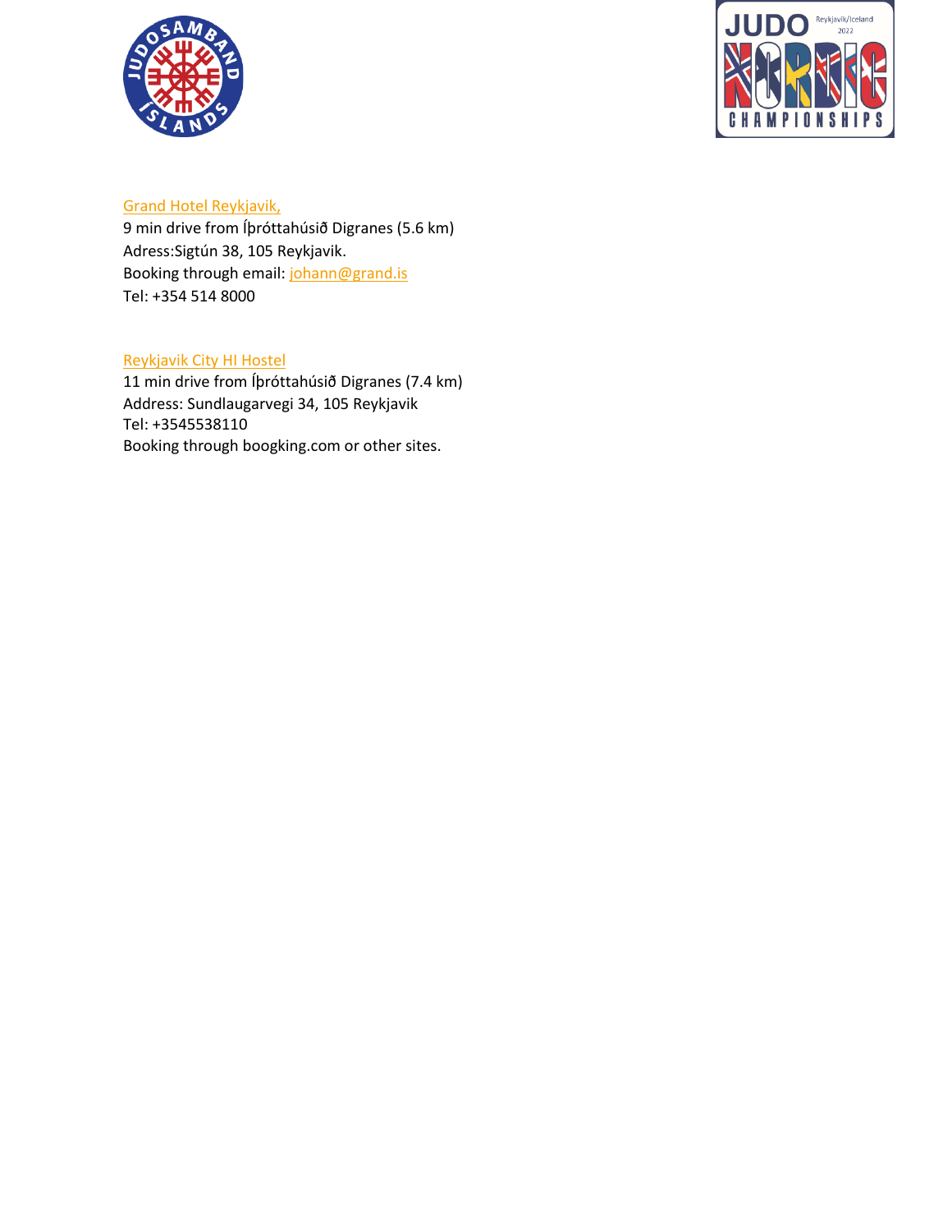[Grand Hotel Reykjavik,](#)
9 min drive from Íþróttahúsið Digranes (5.6 km)
Adress:Sigtún 38, 105 Reykjavik.
Booking through email: [johann@grand.is](mailto:johann@grand.is)
Tel: +354 514 8000

[Reykjavik City HI Hostel](#)
11 min drive from Íþróttahúsið Digranes (7.4 km)
Address: Sundlaugarvegi 34, 105 Reykjavik
Tel: +3545538110
Booking through boogking.com or other sites.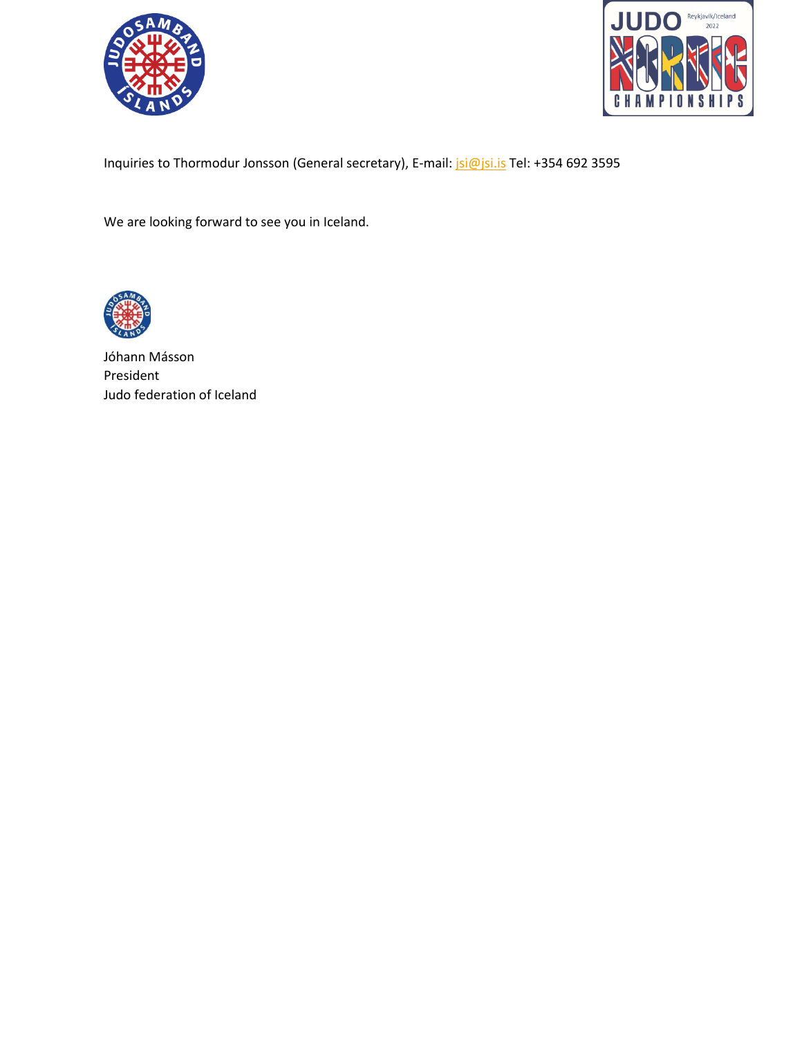Inquiries to Thormodur Jonsson (General secretary), E-mail: jsi@jsi.is Tel: +354 692 3595

We are looking forward to see you in Iceland.

Jóhann Másson
President
Judo federation of Iceland